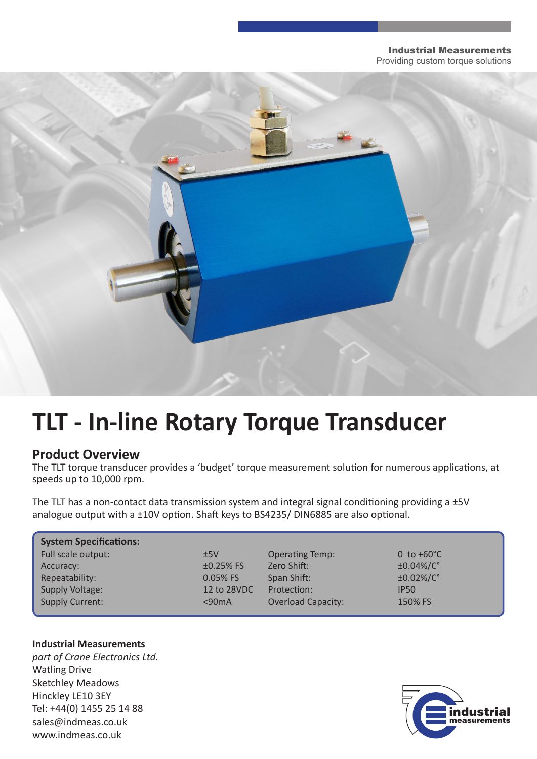**Industrial Measurements**
Providing custom torque solutions

# TLT - In-line Rotary Torque Transducer

## Product Overview

The TLT torque transducer provides a 'budget' torque measurement solution for numerous applications, at speeds up to 10,000 rpm.

The TLT has a non-contact data transmission system and integral signal conditioning providing a ±5V analogue output with a ±10V option. Shaft keys to BS4235/ DIN6885 are also optional.

**System Specifications:**

| | | | |
|---|---|---|---|
| Full scale output: | ±5V | Operating Temp: | 0 to +60°C |
| Accuracy: | ±0.25% FS | Zero Shift: | ±0.04%/C° |
| Repeatability: | 0.05% FS | Span Shift: | ±0.02%/C° |
| Supply Voltage: | 12 to 28VDC | Protection: | IP50 |
| Supply Current: | <90mA | Overload Capacity: | 150% FS |

**Industrial Measurements**
*part of Crane Electronics Ltd.*
Watling Drive
Sketchley Meadows
Hinckley LE10 3EY
Tel: +44(0) 1455 25 14 88
sales@indmeas.co.uk
www.indmeas.co.uk

industrial measurements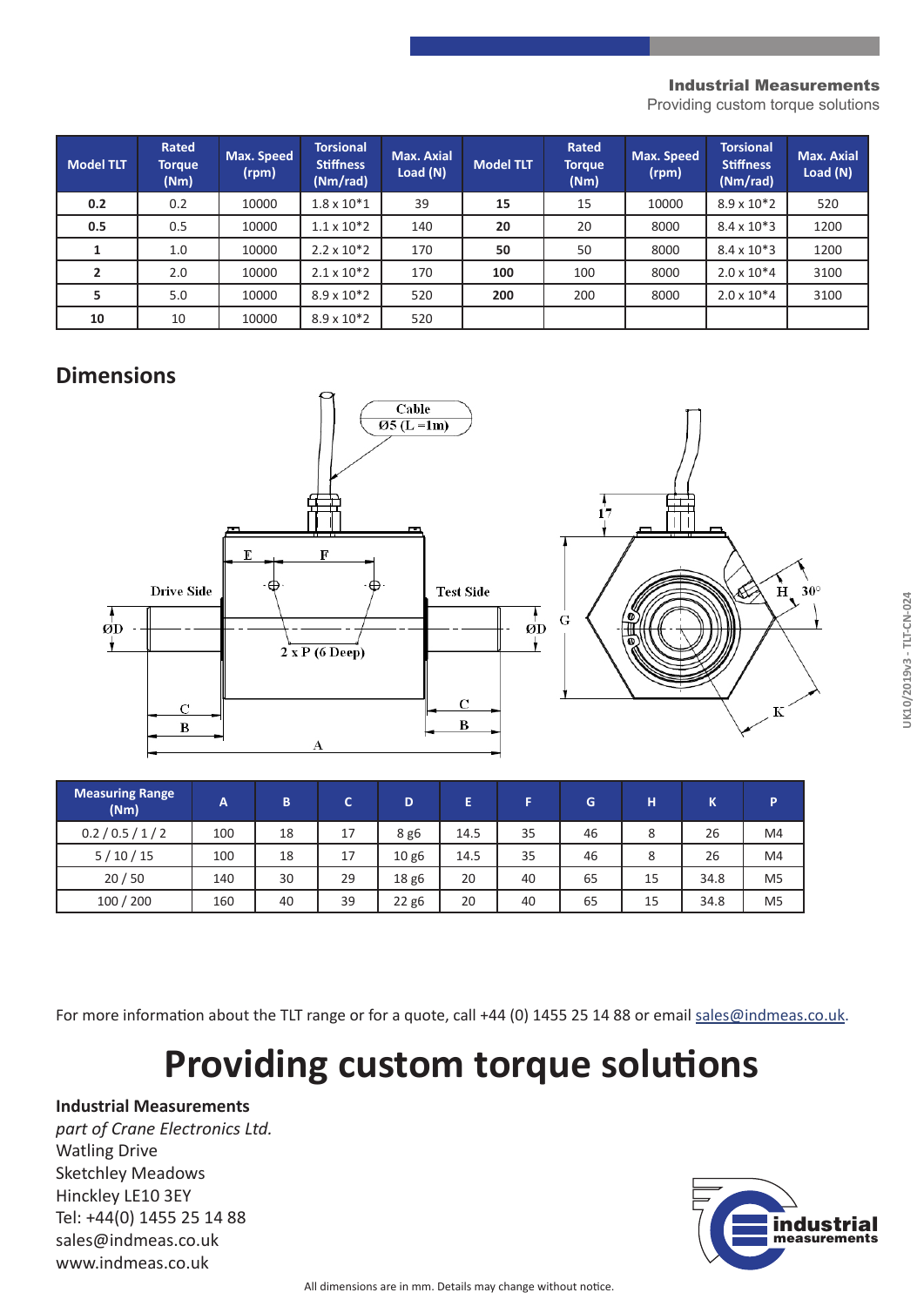Industrial Measurements
Providing custom torque solutions

| Model TLT | Rated Torque (Nm) | Max. Speed (rpm) | Torsional Stiffness (Nm/rad) | Max. Axial Load (N) | Model TLT | Rated Torque (Nm) | Max. Speed (rpm) | Torsional Stiffness (Nm/rad) | Max. Axial Load (N) |
|---|---|---|---|---|---|---|---|---|---|
| **0.2** | 0.2 | 10000 | 1.8 x 10*1 | 39 | **15** | 15 | 10000 | 8.9 x 10*2 | 520 |
| **0.5** | 0.5 | 10000 | 1.1 x 10*2 | 140 | **20** | 20 | 8000 | 8.4 x 10*3 | 1200 |
| **1** | 1.0 | 10000 | 2.2 x 10*2 | 170 | **50** | 50 | 8000 | 8.4 x 10*3 | 1200 |
| **2** | 2.0 | 10000 | 2.1 x 10*2 | 170 | **100** | 100 | 8000 | 2.0 x 10*4 | 3100 |
| **5** | 5.0 | 10000 | 8.9 x 10*2 | 520 | **200** | 200 | 8000 | 2.0 x 10*4 | 3100 |
| **10** | 10 | 10000 | 8.9 x 10*2 | 520 | | | | | |

## Dimensions

Cable
Ø5 (L =1m)
17
E
F
Drive Side
Test Side
ØD
ØD
G
H
30°
2 x P (6 Deep)
C
B
C
B
A
K

| Measuring Range (Nm) | A | B | C | D | E | F | G | H | K | P |
|---|---|---|---|---|---|---|---|---|---|---|
| 0.2 / 0.5 / 1 / 2 | 100 | 18 | 17 | 8 g6 | 14.5 | 35 | 46 | 8 | 26 | M4 |
| 5 / 10 / 15 | 100 | 18 | 17 | 10 g6 | 14.5 | 35 | 46 | 8 | 26 | M4 |
| 20 / 50 | 140 | 30 | 29 | 18 g6 | 20 | 40 | 65 | 15 | 34.8 | M5 |
| 100 / 200 | 160 | 40 | 39 | 22 g6 | 20 | 40 | 65 | 15 | 34.8 | M5 |

For more information about the TLT range or for a quote, call +44 (0) 1455 25 14 88 or email sales@indmeas.co.uk.

# Providing custom torque solutions

**Industrial Measurements**
*part of Crane Electronics Ltd.*
Watling Drive
Sketchley Meadows
Hinckley LE10 3EY
Tel: +44(0) 1455 25 14 88
sales@indmeas.co.uk
www.indmeas.co.uk

industrial measurements

UK10/2019v3 - TLT-CN-024

All dimensions are in mm. Details may change without notice.